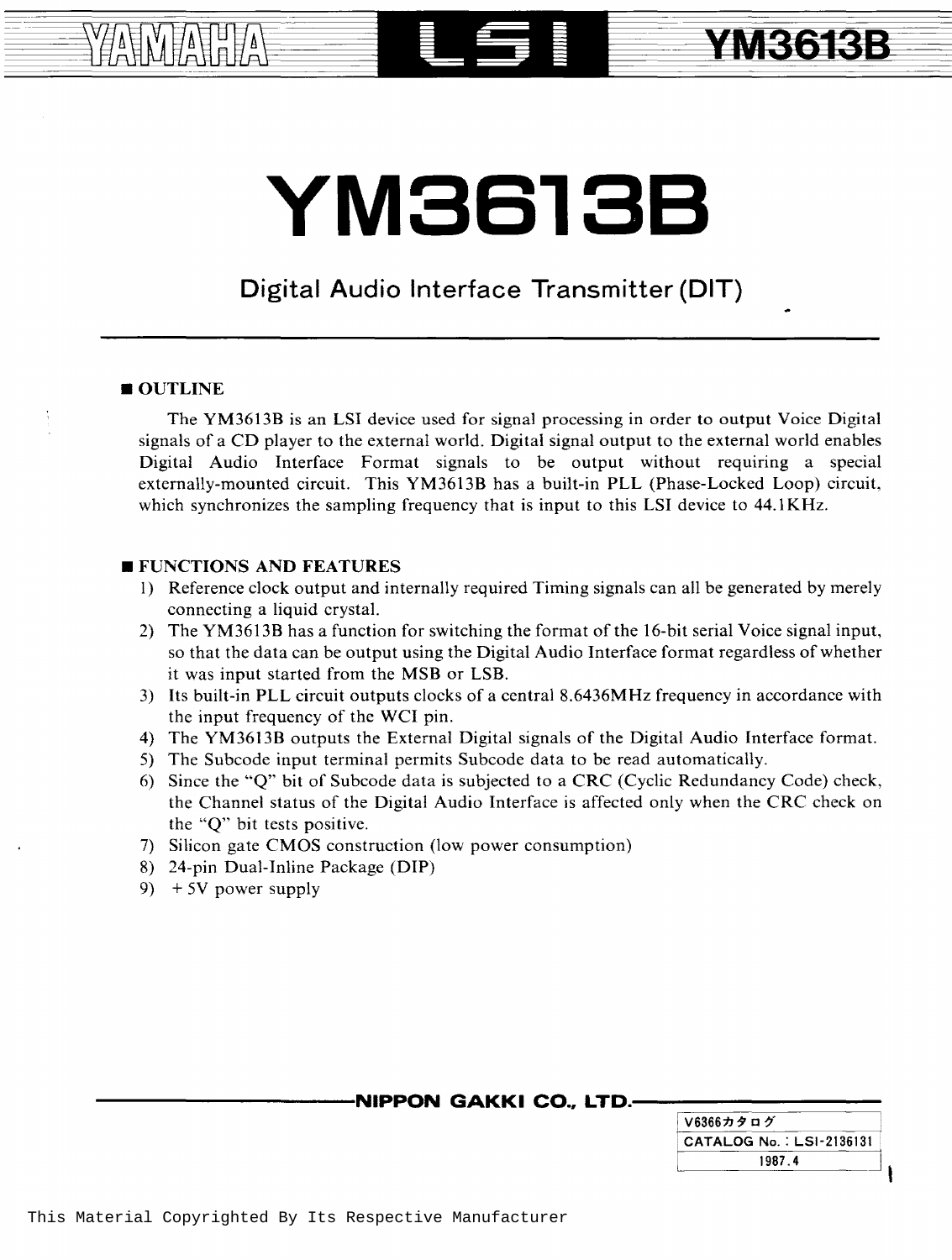# YM3613B

## Digital Audio Interface Transmitter (DIT)

### ■ OUTLINE

The YM3613B is an LSI device used for signal processing in order to output Voice Digital signals of a CD player to the external world. Digital signal output to the external world enables Digital Audio Interface Format signals to be output without requiring a special externally-mounted circuit. This YM3613B has a built-in PLL (Phase-Locked Loop) circuit, which synchronizes the sampling frequency that is input to this LSI device to 44.1KHz.

### ■ FUNCTIONS AND FEATURES

1) Reference clock output and internally required Timing signals can all be generated by merely connecting a liquid crystal.
2) The YM3613B has a function for switching the format of the 16-bit serial Voice signal input, so that the data can be output using the Digital Audio Interface format regardless of whether it was input started from the MSB or LSB.
3) Its built-in PLL circuit outputs clocks of a central 8.6436MHz frequency in accordance with the input frequency of the WCI pin.
4) The YM3613B outputs the External Digital signals of the Digital Audio Interface format.
5) The Subcode input terminal permits Subcode data to be read automatically.
6) Since the "Q" bit of Subcode data is subjected to a CRC (Cyclic Redundancy Code) check, the Channel status of the Digital Audio Interface is affected only when the CRC check on the "Q" bit tests positive.
7) Silicon gate CMOS construction (low power consumption)
8) 24-pin Dual-Inline Package (DIP)
9) +5V power supply

NIPPON GAKKI CO., LTD.

| V6366カタログ |
|---|
| CATALOG No. : LSI-2136131 |
| 1987.4 |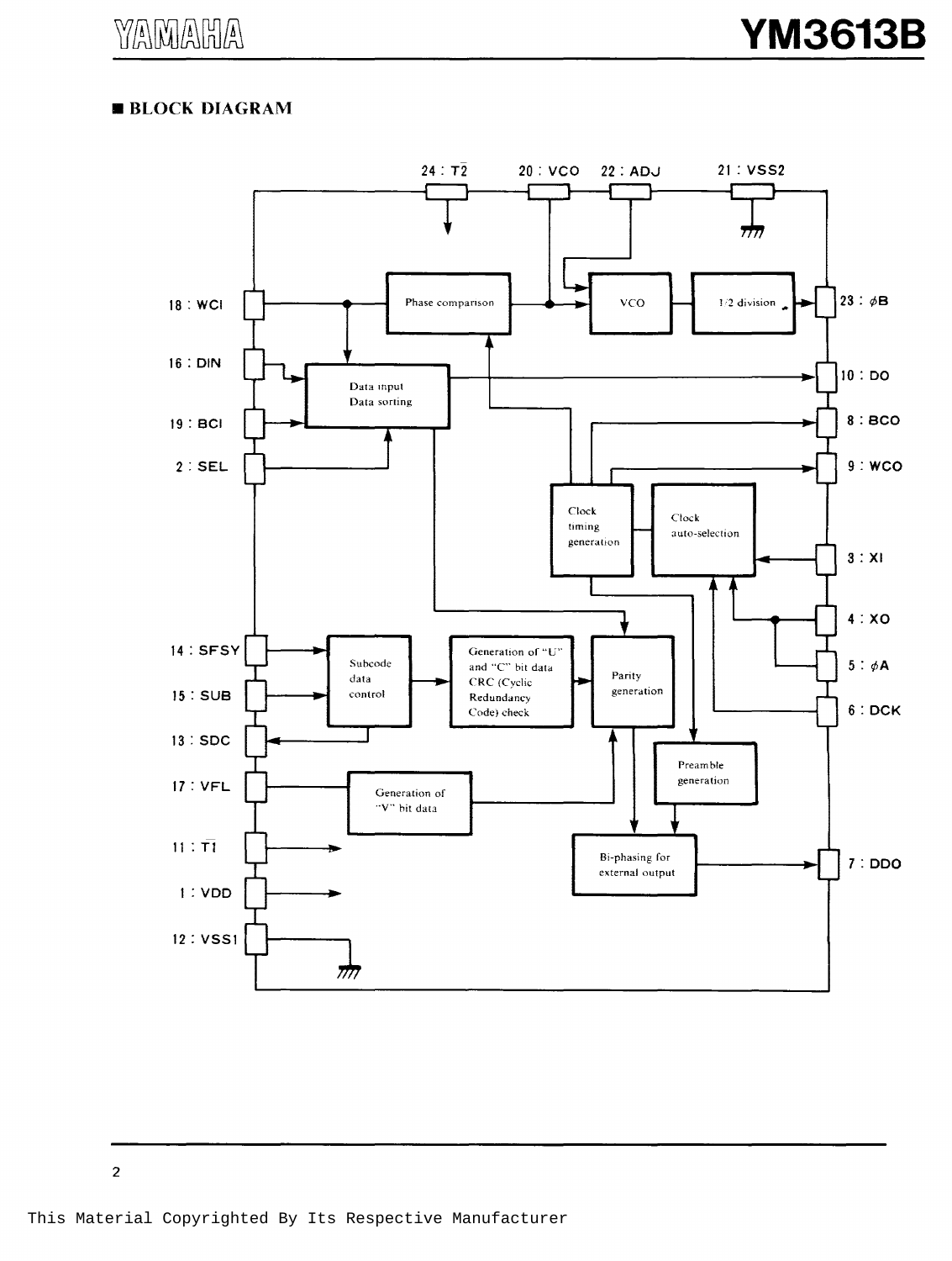## ■ BLOCK DIAGRAM

24 : T2    20 : VCO    22 : ADJ    21 : VSS2

18 : WCI

16 : DIN

19 : BCI

2 : SEL

14 : SFSY

15 : SUB

13 : SDC

17 : VFL

11 : T1

1 : VDD

12 : VSS1

23 : $\phi$B

10 : DO

8 : BCO

9 : WCO

3 : XI

4 : XO

5 : $\phi$A

6 : DCK

7 : DDO

Phase comparison

VCO

1/2 division

Data input
Data sorting

Clock timing generation

Clock auto-selection

Subcode data control

Generation of "U" and "C" bit data
CRC (Cyclic Redundancy Code) check

Parity generation

Preamble generation

Generation of "V" bit data

Bi-phasing for external output

This Material Copyrighted By Its Respective Manufacturer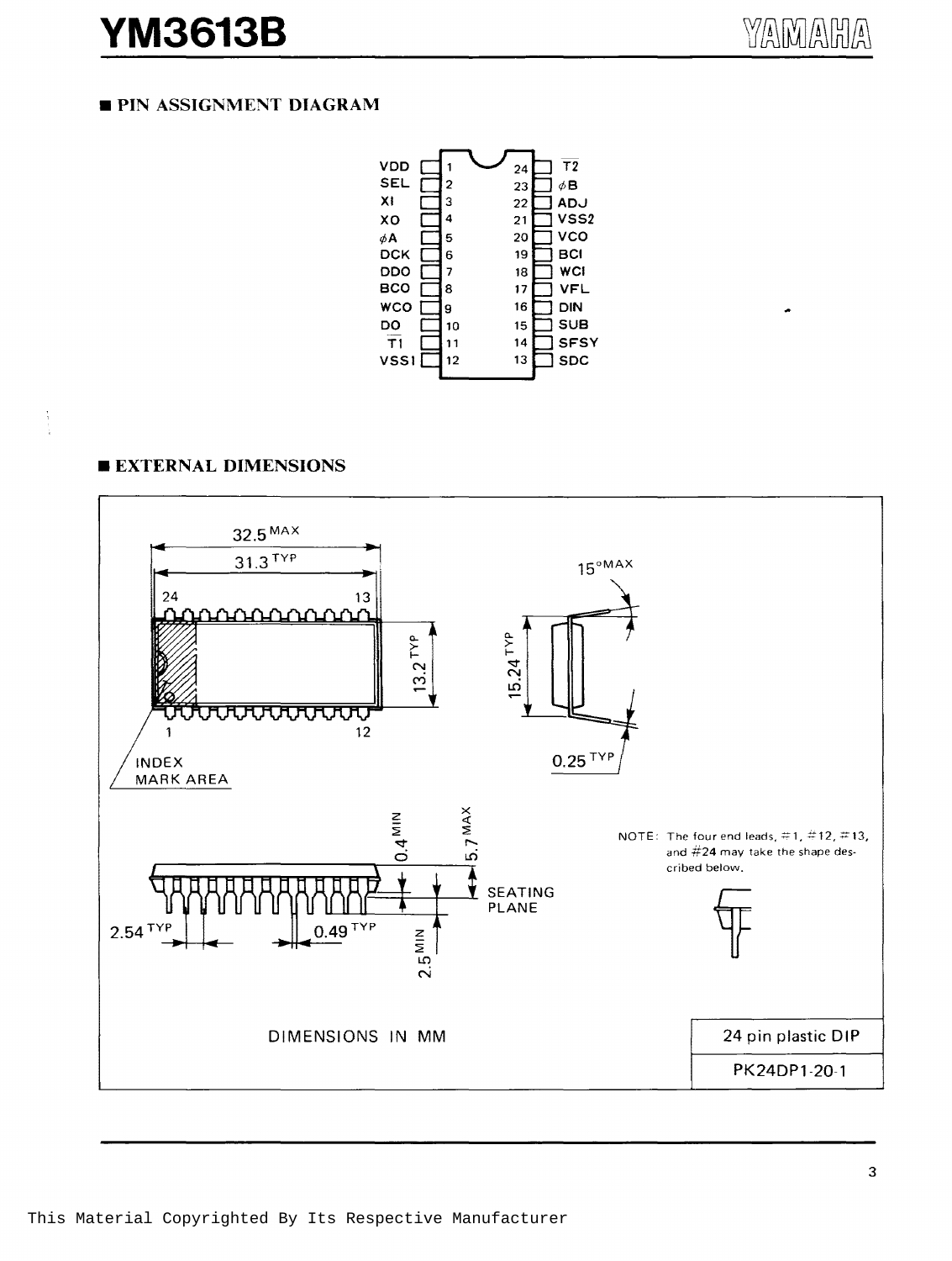## ■ PIN ASSIGNMENT DIAGRAM

| Pin | Name | Pin | Name |
|---|---|---|---|
| 1 | VDD | 24 | $\overline{T2}$ |
| 2 | SEL | 23 | $\phi$B |
| 3 | XI | 22 | ADJ |
| 4 | XO | 21 | VSS2 |
| 5 | $\phi$A | 20 | VCO |
| 6 | DCK | 19 | BCI |
| 7 | DDO | 18 | WCI |
| 8 | BCO | 17 | VFL |
| 9 | WCO | 16 | DIN |
| 10 | DO | 15 | SUB |
| 11 | $\overline{T1}$ | 14 | SFSY |
| 12 | VSS1 | 13 | SDC |

## ■ EXTERNAL DIMENSIONS

- Overall length: 32.5 MAX, 31.3 TYP
- Body width: 13.2 TYP
- Lead row spacing: 15.24 TYP
- Lead angle: 15° MAX
- Lead thickness: 0.25 TYP
- INDEX MARK AREA
- Height: 5.7 MAX
- Standoff: 0.4 MIN
- Lead length below seating plane: 2.5 MIN
- Lead pitch: 2.54 TYP
- Lead width: 0.49 TYP
- SEATING PLANE

NOTE: The four end leads, #1, #12, #13, and #24 may take the shape described below.

DIMENSIONS IN MM

| 24 pin plastic DIP |
|---|
| PK24DP1-20-1 |

This Material Copyrighted By Its Respective Manufacturer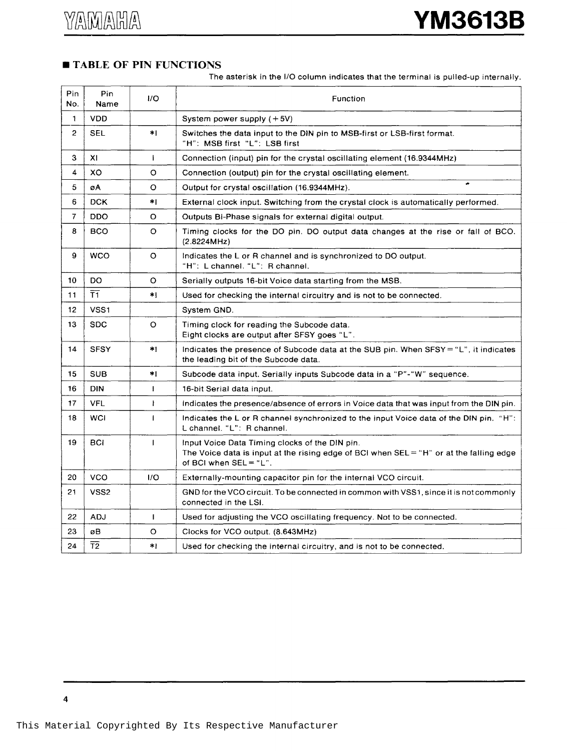## ■ TABLE OF PIN FUNCTIONS

The asterisk in the I/O column indicates that the terminal is pulled-up internally.

| Pin No. | Pin Name | I/O | Function |
|---|---|---|---|
| 1 | VDD | | System power supply (+5V) |
| 2 | SEL | *I | Switches the data input to the DIN pin to MSB-first or LSB-first format. "H": MSB first "L": LSB first |
| 3 | XI | I | Connection (input) pin for the crystal oscillating element (16.9344MHz) |
| 4 | XO | O | Connection (output) pin for the crystal oscillating element. |
| 5 | øA | O | Output for crystal oscillation (16.9344MHz). |
| 6 | DCK | *I | External clock input. Switching from the crystal clock is automatically performed. |
| 7 | DDO | O | Outputs Bi-Phase signals for external digital output. |
| 8 | BCO | O | Timing clocks for the DO pin. DO output data changes at the rise or fall of BCO. (2.8224MHz) |
| 9 | WCO | O | Indicates the L or R channel and is synchronized to DO output. "H": L channel. "L": R channel. |
| 10 | DO | O | Serially outputs 16-bit Voice data starting from the MSB. |
| 11 | $\overline{T1}$ | *I | Used for checking the internal circuitry and is not to be connected. |
| 12 | VSS1 | | System GND. |
| 13 | SDC | O | Timing clock for reading the Subcode data. Eight clocks are output after SFSY goes "L". |
| 14 | SFSY | *I | Indicates the presence of Subcode data at the SUB pin. When SFSY = "L", it indicates the leading bit of the Subcode data. |
| 15 | SUB | *I | Subcode data input. Serially inputs Subcode data in a "P"-"W" sequence. |
| 16 | DIN | I | 16-bit Serial data input. |
| 17 | VFL | I | Indicates the presence/absence of errors in Voice data that was input from the DIN pin. |
| 18 | WCI | I | Indicates the L or R channel synchronized to the input Voice data of the DIN pin. "H": L channel. "L": R channel. |
| 19 | BCI | I | Input Voice Data Timing clocks of the DIN pin. The Voice data is input at the rising edge of BCI when SEL = "H" or at the falling edge of BCI when SEL = "L". |
| 20 | VCO | I/O | Externally-mounting capacitor pin for the internal VCO circuit. |
| 21 | VSS2 | | GND for the VCO circuit. To be connected in common with VSS1, since it is not commonly connected in the LSI. |
| 22 | ADJ | I | Used for adjusting the VCO oscillating frequency. Not to be connected. |
| 23 | øB | O | Clocks for VCO output. (8.643MHz) |
| 24 | $\overline{T2}$ | *I | Used for checking the internal circuitry, and is not to be connected. |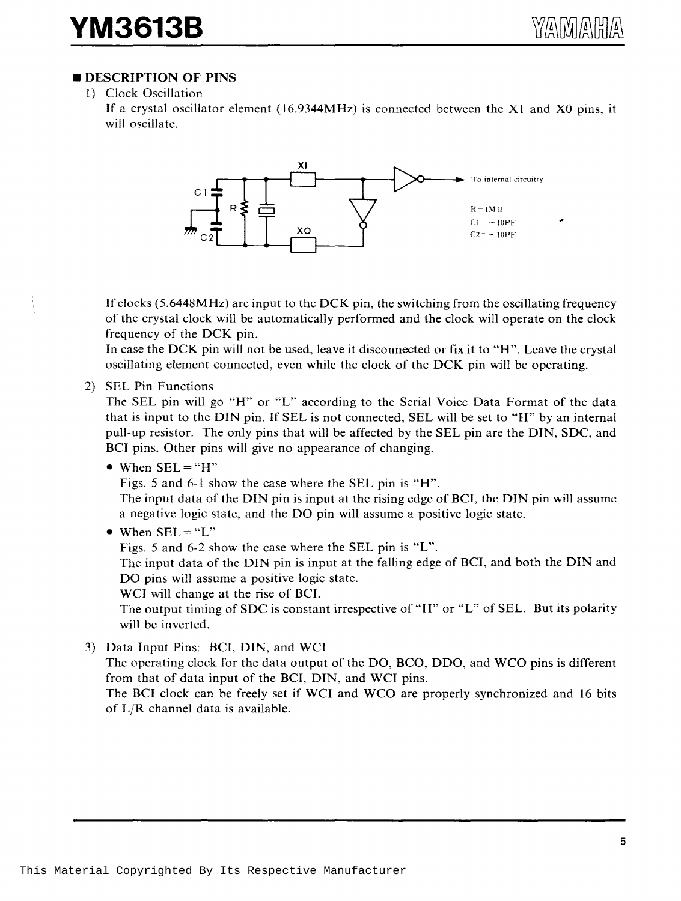## ■ DESCRIPTION OF PINS

1) Clock Oscillation

   If a crystal oscillator element (16.9344MHz) is connected between the XI and XO pins, it will oscillate.

   R = 1MΩ
   C1 = ~10PF
   C2 = ~10PF

   If clocks (5.6448MHz) are input to the DCK pin, the switching from the oscillating frequency of the crystal clock will be automatically performed and the clock will operate on the clock frequency of the DCK pin.

   In case the DCK pin will not be used, leave it disconnected or fix it to "H". Leave the crystal oscillating element connected, even while the clock of the DCK pin will be operating.

2) SEL Pin Functions

   The SEL pin will go "H" or "L" according to the Serial Voice Data Format of the data that is input to the DIN pin. If SEL is not connected, SEL will be set to "H" by an internal pull-up resistor. The only pins that will be affected by the SEL pin are the DIN, SDC, and BCI pins. Other pins will give no appearance of changing.

   - When SEL = "H"

     Figs. 5 and 6-1 show the case where the SEL pin is "H".

     The input data of the DIN pin is input at the rising edge of BCI, the DIN pin will assume a negative logic state, and the DO pin will assume a positive logic state.

   - When SEL = "L"

     Figs. 5 and 6-2 show the case where the SEL pin is "L".

     The input data of the DIN pin is input at the falling edge of BCI, and both the DIN and DO pins will assume a positive logic state.

     WCI will change at the rise of BCI.

     The output timing of SDC is constant irrespective of "H" or "L" of SEL. But its polarity will be inverted.

3) Data Input Pins: BCI, DIN, and WCI

   The operating clock for the data output of the DO, BCO, DDO, and WCO pins is different from that of data input of the BCI, DIN, and WCI pins.

   The BCI clock can be freely set if WCI and WCO are properly synchronized and 16 bits of L/R channel data is available.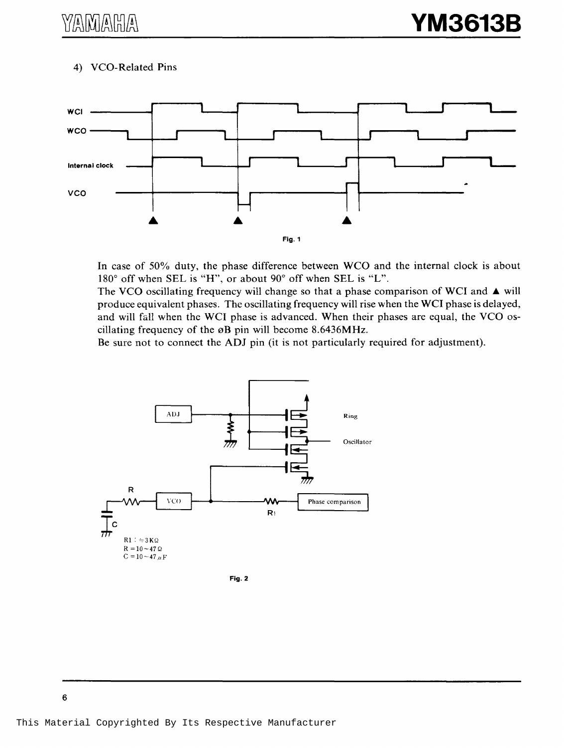4) VCO-Related Pins

Fig. 1

In case of 50% duty, the phase difference between WCO and the internal clock is about 180° off when SEL is "H", or about 90° off when SEL is "L".
The VCO oscillating frequency will change so that a phase comparison of WCI and ▲ will produce equivalent phases. The oscillating frequency will rise when the WCI phase is delayed, and will fall when the WCI phase is advanced. When their phases are equal, the VCO oscillating frequency of the øB pin will become 8.6436MHz.
Be sure not to connect the ADJ pin (it is not particularly required for adjustment).

R1 : ≒3KΩ
R = 10～47 Ω
C = 10～47 μF

Fig. 2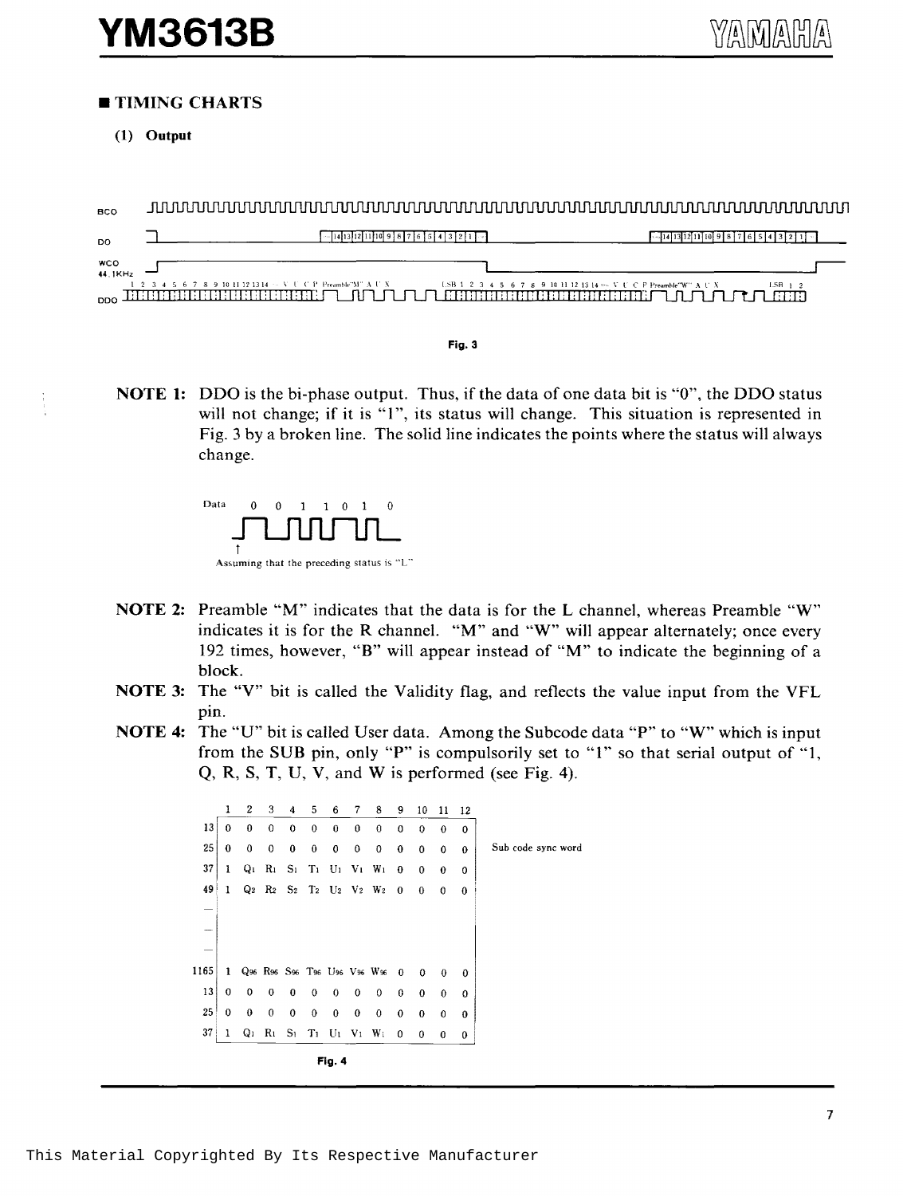## ■ TIMING CHARTS

### (1) Output

Fig. 3

**NOTE 1:** DDO is the bi-phase output. Thus, if the data of one data bit is "0", the DDO status will not change; if it is "1", its status will change. This situation is represented in Fig. 3 by a broken line. The solid line indicates the points where the status will always change.

Data 0 0 1 1 0 1 0

Assuming that the preceding status is "L"

**NOTE 2:** Preamble "M" indicates that the data is for the L channel, whereas Preamble "W" indicates it is for the R channel. "M" and "W" will appear alternately; once every 192 times, however, "B" will appear instead of "M" to indicate the beginning of a block.

**NOTE 3:** The "V" bit is called the Validity flag, and reflects the value input from the VFL pin.

**NOTE 4:** The "U" bit is called User data. Among the Subcode data "P" to "W" which is input from the SUB pin, only "P" is compulsorily set to "1" so that serial output of "1, Q, R, S, T, U, V, and W is performed (see Fig. 4).

| | 1 | 2 | 3 | 4 | 5 | 6 | 7 | 8 | 9 | 10 | 11 | 12 | |
|---|---|---|---|---|---|---|---|---|---|---|---|---|---|
| 13 | 0 | 0 | 0 | 0 | 0 | 0 | 0 | 0 | 0 | 0 | 0 | 0 | |
| 25 | 0 | 0 | 0 | 0 | 0 | 0 | 0 | 0 | 0 | 0 | 0 | 0 | Sub code sync word |
| 37 | 1 | $Q_1$ | $R_1$ | $S_1$ | $T_1$ | $U_1$ | $V_1$ | $W_1$ | 0 | 0 | 0 | 0 | |
| 49 | 1 | $Q_2$ | $R_2$ | $S_2$ | $T_2$ | $U_2$ | $V_2$ | $W_2$ | 0 | 0 | 0 | 0 | |
| — | | | | | | | | | | | | | |
| — | | | | | | | | | | | | | |
| — | | | | | | | | | | | | | |
| 1165 | 1 | $Q_{96}$ | $R_{96}$ | $S_{96}$ | $T_{96}$ | $U_{96}$ | $V_{96}$ | $W_{96}$ | 0 | 0 | 0 | 0 | |
| 13 | 0 | 0 | 0 | 0 | 0 | 0 | 0 | 0 | 0 | 0 | 0 | 0 | |
| 25 | 0 | 0 | 0 | 0 | 0 | 0 | 0 | 0 | 0 | 0 | 0 | 0 | |
| 37 | 1 | $Q_1$ | $R_1$ | $S_1$ | $T_1$ | $U_1$ | $V_1$ | $W_1$ | 0 | 0 | 0 | 0 | |

Fig. 4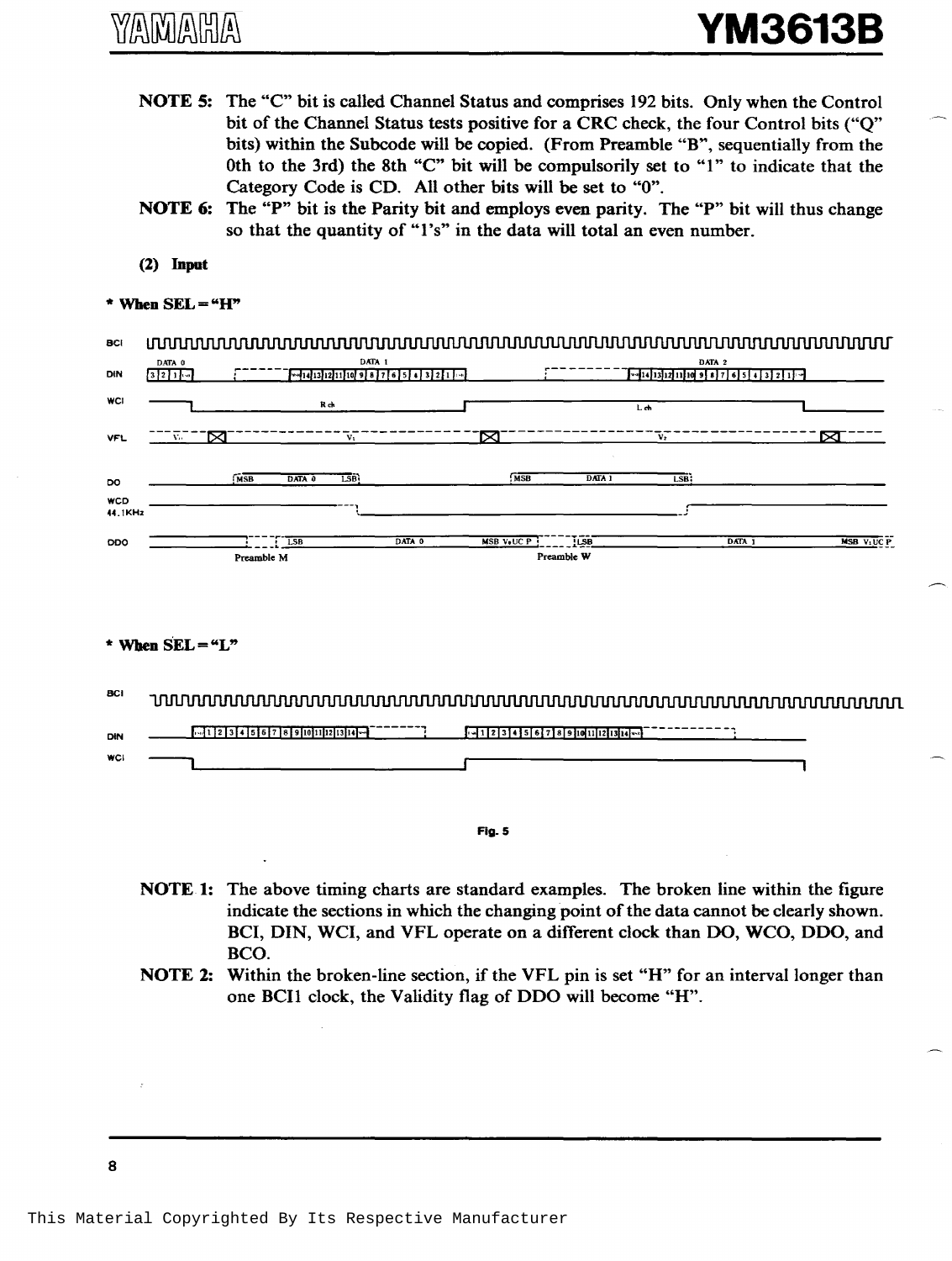**NOTE 5:** The "C" bit is called Channel Status and comprises 192 bits. Only when the Control bit of the Channel Status tests positive for a CRC check, the four Control bits ("Q" bits) within the Subcode will be copied. (From Preamble "B", sequentially from the 0th to the 3rd) the 8th "C" bit will be compulsorily set to "1" to indicate that the Category Code is CD. All other bits will be set to "0".

**NOTE 6:** The "P" bit is the Parity bit and employs even parity. The "P" bit will thus change so that the quantity of "1's" in the data will total an even number.

**(2) Input**

**\* When SEL = "H"**

**\* When SEL = "L"**

Fig. 5

**NOTE 1:** The above timing charts are standard examples. The broken line within the figure indicate the sections in which the changing point of the data cannot be clearly shown. BCI, DIN, WCI, and VFL operate on a different clock than DO, WCO, DDO, and BCO.

**NOTE 2:** Within the broken-line section, if the VFL pin is set "H" for an interval longer than one BCI1 clock, the Validity flag of DDO will become "H".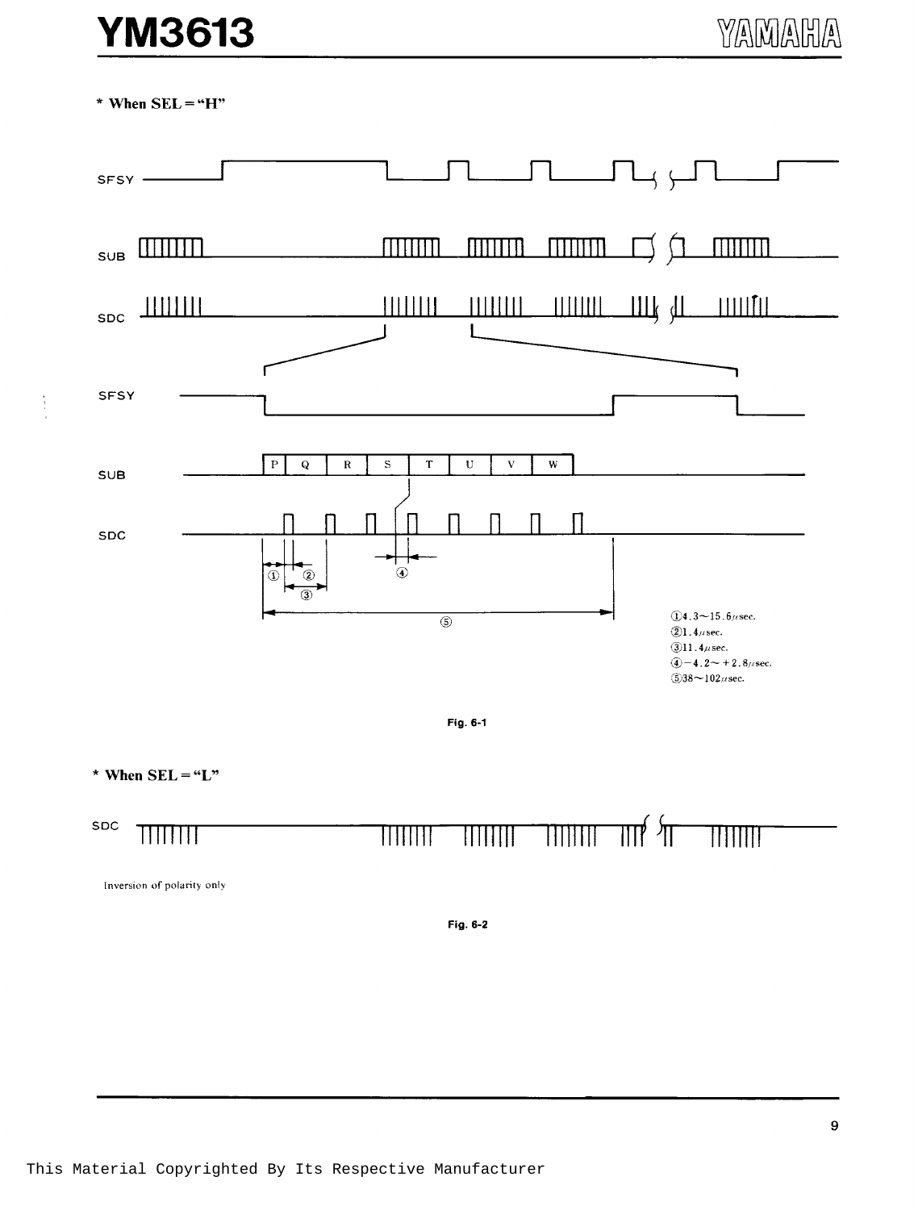* When SEL = "H"

SFSY

SUB

SDC

SFSY

SUB

P Q R S T U V W

SDC

① ② ③ ④ ⑤

①4.3〜15.6μsec.
②1.4μsec.
③11.4μsec.
④−4.2〜+2.8μsec.
⑤38〜102μsec.

Fig. 6-1

* When SEL = "L"

SDC

Inversion of polarity only

Fig. 6-2

This Material Copyrighted By Its Respective Manufacturer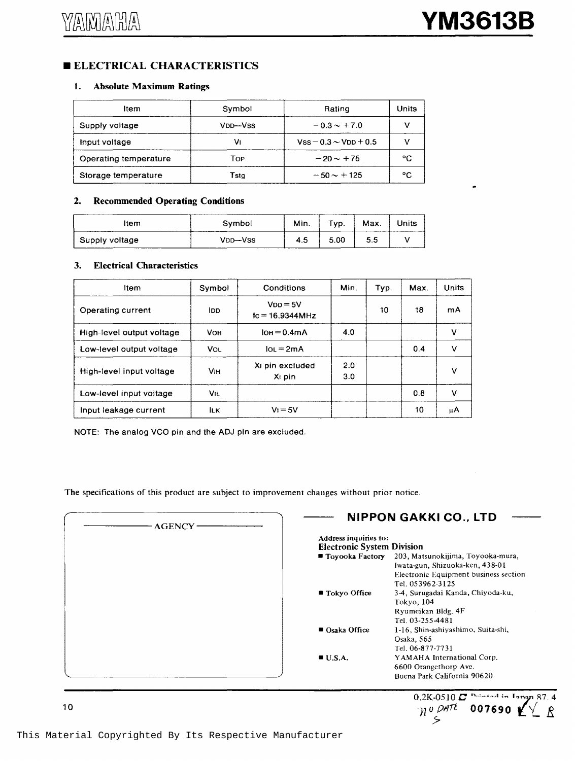## ■ ELECTRICAL CHARACTERISTICS

### 1. Absolute Maximum Ratings

| Item | Symbol | Rating | Units |
|---|---|---|---|
| Supply voltage | $V_{DD}$—$V_{SS}$ | $-0.3 \sim +7.0$ | V |
| Input voltage | $V_I$ | $V_{SS}-0.3 \sim V_{DD}+0.5$ | V |
| Operating temperature | $T_{OP}$ | $-20 \sim +75$ | °C |
| Storage temperature | $T_{stg}$ | $-50 \sim +125$ | °C |

### 2. Recommended Operating Conditions

| Item | Symbol | Min. | Typ. | Max. | Units |
|---|---|---|---|---|---|
| Supply voltage | $V_{DD}$—$V_{SS}$ | 4.5 | 5.00 | 5.5 | V |

### 3. Electrical Characteristics

| Item | Symbol | Conditions | Min. | Typ. | Max. | Units |
|---|---|---|---|---|---|---|
| Operating current | $I_{DD}$ | $V_{DD}=5V$<br>$f_c=16.9344MHz$ | | 10 | 18 | mA |
| High-level output voltage | $V_{OH}$ | $I_{OH}=0.4mA$ | 4.0 | | | V |
| Low-level output voltage | $V_{OL}$ | $I_{OL}=2mA$ | | | 0.4 | V |
| High-level input voltage | $V_{IH}$ | $X_I$ pin excluded<br>$X_I$ pin | 2.0<br>3.0 | | | V |
| Low-level input voltage | $V_{IL}$ | | | | 0.8 | V |
| Input leakage current | $I_{LK}$ | $V_I=5V$ | | | 10 | μA |

NOTE: The analog VCO pin and the ADJ pin are excluded.

The specifications of this product are subject to improvement changes without prior notice.

AGENCY

**NIPPON GAKKI CO., LTD**

Address inquiries to:
**Electronic System Division**

- **Toyooka Factory** 203, Matsunokijima, Toyooka-mura, Iwata-gun, Shizuoka-ken, 438-01 Electronic Equipment business section Tel. 053962-3125
- **Tokyo Office** 3-4, Surugadai Kanda, Chiyoda-ku, Tokyo, 104 Ryumeikan Bldg. 4F Tel. 03-255-4481
- **Osaka Office** 1-16, Shin-ashiyashimo, Suita-shi, Osaka, 565 Tel. 06-877-7731
- **U.S.A.** YAMAHA International Corp. 6600 Orangethorp Ave. Buena Park California 90620

0.2K-0510 Printed in Japan 87.4